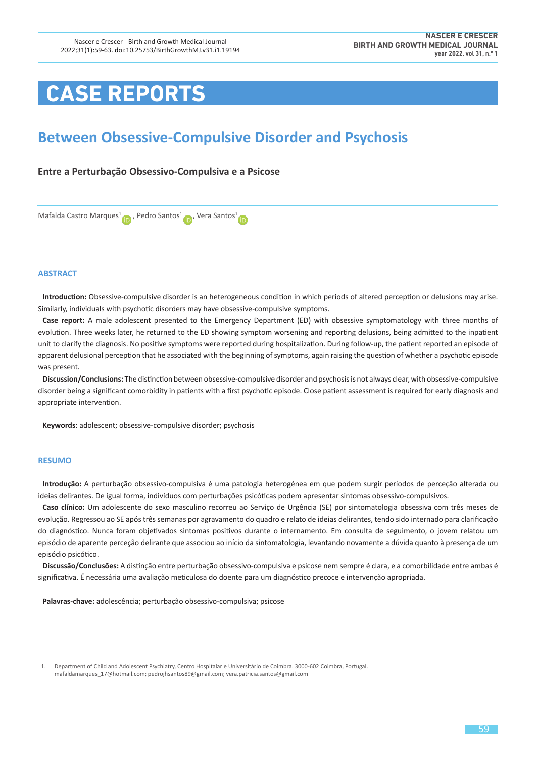# CASE REPORTS

## Between Obsessive-Compulsive Disorder and Psychosis

### Entre a Perturbação Obsessivo-Compulsiva e a Psicose

Mafalda Castro Marques[1], Pedro Santos[1], Vera Santos[1]

### ABSTRACT

**Introduction:** Obsessive-compulsive disorder is an heterogeneous condition in which periods of altered perception or delusions may arise. Similarly, individuals with psychotic disorders may have obsessive-compulsive symptoms.

**Case report:** A male adolescent presented to the Emergency Department (ED) with obsessive symptomatology with three months of evolution. Three weeks later, he returned to the ED showing symptom worsening and reporting delusions, being admitted to the inpatient unit to clarify the diagnosis. No positive symptoms were reported during hospitalization. During follow-up, the patient reported an episode of apparent delusional perception that he associated with the beginning of symptoms, again raising the question of whether a psychotic episode was present.

**Discussion/Conclusions:** The distinction between obsessive-compulsive disorder and psychosis is not always clear, with obsessive-compulsive disorder being a significant comorbidity in patients with a first psychotic episode. Close patient assessment is required for early diagnosis and appropriate intervention.

**Keywords**: adolescent; obsessive-compulsive disorder; psychosis

### RESUMO

**Introdução:** A perturbação obsessivo-compulsiva é uma patologia heterogénea em que podem surgir períodos de perceção alterada ou ideias delirantes. De igual forma, indivíduos com perturbações psicóticas podem apresentar sintomas obsessivo-compulsivos.

**Caso clínico:** Um adolescente do sexo masculino recorreu ao Serviço de Urgência (SE) por sintomatologia obsessiva com três meses de evolução. Regressou ao SE após três semanas por agravamento do quadro e relato de ideias delirantes, tendo sido internado para clarificação do diagnóstico. Nunca foram objetivados sintomas positivos durante o internamento. Em consulta de seguimento, o jovem relatou um episódio de aparente perceção delirante que associou ao início da sintomatologia, levantando novamente a dúvida quanto à presença de um episódio psicótico.

**Discussão/Conclusões:** A distinção entre perturbação obsessivo-compulsiva e psicose nem sempre é clara, e a comorbilidade entre ambas é significativa. É necessária uma avaliação meticulosa do doente para um diagnóstico precoce e intervenção apropriada.

**Palavras-chave:** adolescência; perturbação obsessivo-compulsiva; psicose

---

1. Department of Child and Adolescent Psychiatry, Centro Hospitalar e Universitário de Coimbra. 3000-602 Coimbra, Portugal. mafaldamarques_17@hotmail.com; pedrojhsantos89@gmail.com; vera.patricia.santos@gmail.com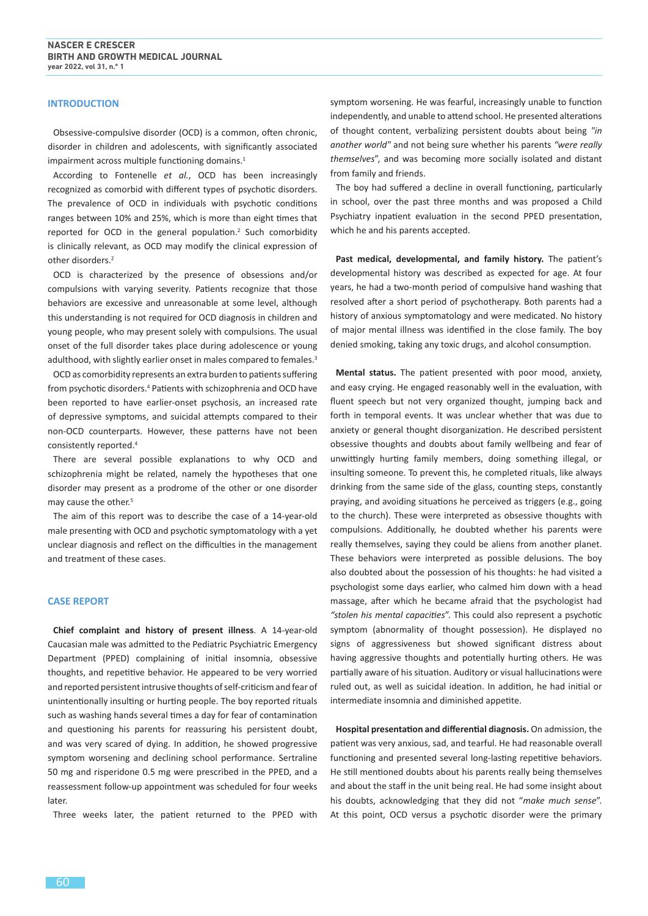## INTRODUCTION

Obsessive-compulsive disorder (OCD) is a common, often chronic, disorder in children and adolescents, with significantly associated impairment across multiple functioning domains.[1]

According to Fontenelle *et al.*, OCD has been increasingly recognized as comorbid with different types of psychotic disorders. The prevalence of OCD in individuals with psychotic conditions ranges between 10% and 25%, which is more than eight times that reported for OCD in the general population.[2] Such comorbidity is clinically relevant, as OCD may modify the clinical expression of other disorders.[2]

OCD is characterized by the presence of obsessions and/or compulsions with varying severity. Patients recognize that those behaviors are excessive and unreasonable at some level, although this understanding is not required for OCD diagnosis in children and young people, who may present solely with compulsions. The usual onset of the full disorder takes place during adolescence or young adulthood, with slightly earlier onset in males compared to females.[3]

OCD as comorbidity represents an extra burden to patients suffering from psychotic disorders.[4] Patients with schizophrenia and OCD have been reported to have earlier-onset psychosis, an increased rate of depressive symptoms, and suicidal attempts compared to their non-OCD counterparts. However, these patterns have not been consistently reported.[4]

There are several possible explanations to why OCD and schizophrenia might be related, namely the hypotheses that one disorder may present as a prodrome of the other or one disorder may cause the other.[5]

The aim of this report was to describe the case of a 14-year-old male presenting with OCD and psychotic symptomatology with a yet unclear diagnosis and reflect on the difficulties in the management and treatment of these cases.

## CASE REPORT

**Chief complaint and history of present illness**. A 14-year-old Caucasian male was admitted to the Pediatric Psychiatric Emergency Department (PPED) complaining of initial insomnia, obsessive thoughts, and repetitive behavior. He appeared to be very worried and reported persistent intrusive thoughts of self-criticism and fear of unintentionally insulting or hurting people. The boy reported rituals such as washing hands several times a day for fear of contamination and questioning his parents for reassuring his persistent doubt, and was very scared of dying. In addition, he showed progressive symptom worsening and declining school performance. Sertraline 50 mg and risperidone 0.5 mg were prescribed in the PPED, and a reassessment follow-up appointment was scheduled for four weeks later.

Three weeks later, the patient returned to the PPED with symptom worsening. He was fearful, increasingly unable to function independently, and unable to attend school. He presented alterations of thought content, verbalizing persistent doubts about being *"in another world"* and not being sure whether his parents *"were really themselves"*, and was becoming more socially isolated and distant from family and friends.

The boy had suffered a decline in overall functioning, particularly in school, over the past three months and was proposed a Child Psychiatry inpatient evaluation in the second PPED presentation, which he and his parents accepted.

**Past medical, developmental, and family history.** The patient's developmental history was described as expected for age. At four years, he had a two-month period of compulsive hand washing that resolved after a short period of psychotherapy. Both parents had a history of anxious symptomatology and were medicated. No history of major mental illness was identified in the close family. The boy denied smoking, taking any toxic drugs, and alcohol consumption.

**Mental status.** The patient presented with poor mood, anxiety, and easy crying. He engaged reasonably well in the evaluation, with fluent speech but not very organized thought, jumping back and forth in temporal events. It was unclear whether that was due to anxiety or general thought disorganization. He described persistent obsessive thoughts and doubts about family wellbeing and fear of unwittingly hurting family members, doing something illegal, or insulting someone. To prevent this, he completed rituals, like always drinking from the same side of the glass, counting steps, constantly praying, and avoiding situations he perceived as triggers (e.g., going to the church). These were interpreted as obsessive thoughts with compulsions. Additionally, he doubted whether his parents were really themselves, saying they could be aliens from another planet. These behaviors were interpreted as possible delusions. The boy also doubted about the possession of his thoughts: he had visited a psychologist some days earlier, who calmed him down with a head massage, after which he became afraid that the psychologist had *"stolen his mental capacities"*. This could also represent a psychotic symptom (abnormality of thought possession). He displayed no signs of aggressiveness but showed significant distress about having aggressive thoughts and potentially hurting others. He was partially aware of his situation. Auditory or visual hallucinations were ruled out, as well as suicidal ideation. In addition, he had initial or intermediate insomnia and diminished appetite.

**Hospital presentation and differential diagnosis.** On admission, the patient was very anxious, sad, and tearful. He had reasonable overall functioning and presented several long-lasting repetitive behaviors. He still mentioned doubts about his parents really being themselves and about the staff in the unit being real. He had some insight about his doubts, acknowledging that they did not "*make much sense*". At this point, OCD versus a psychotic disorder were the primary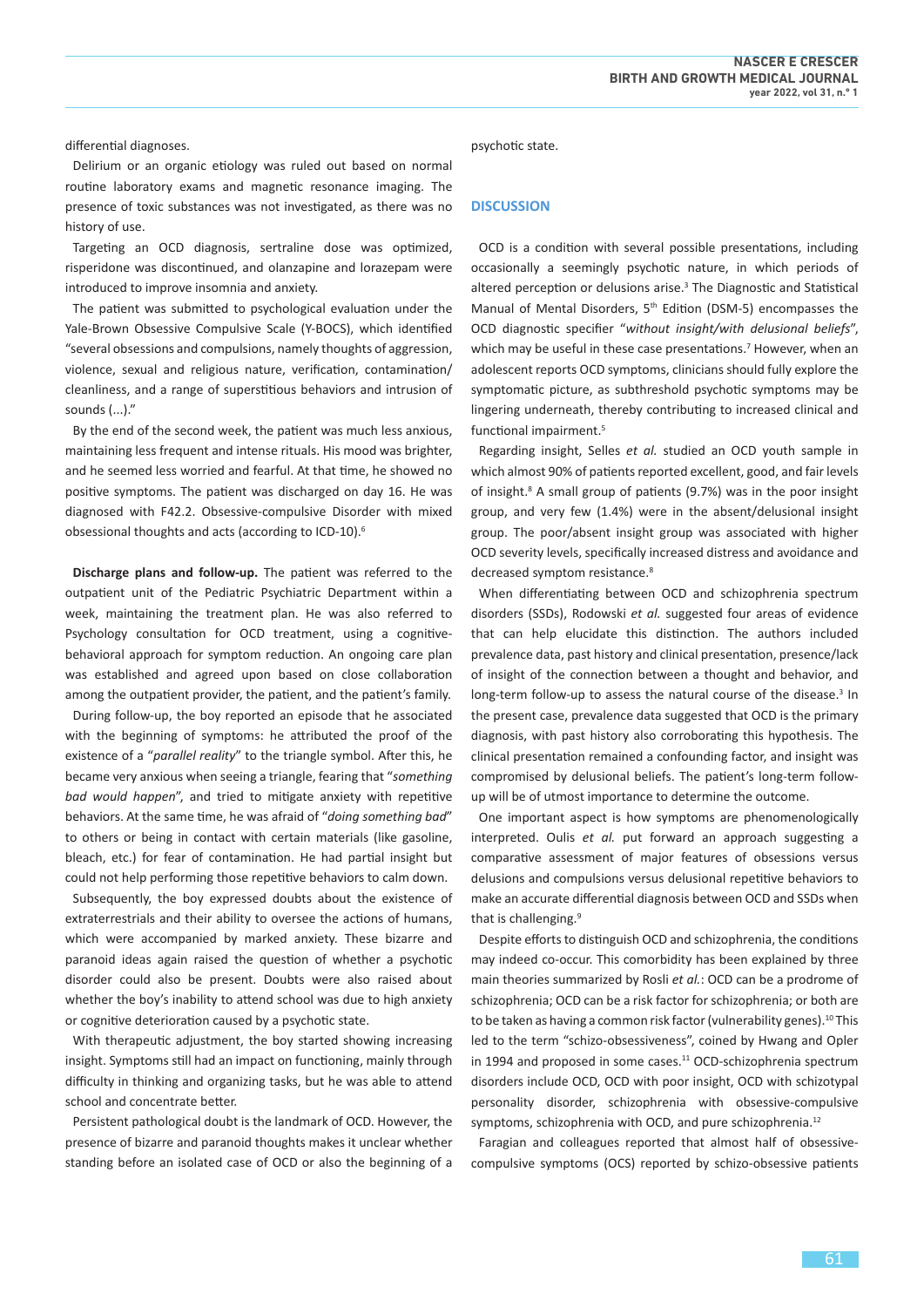differential diagnoses.

Delirium or an organic etiology was ruled out based on normal routine laboratory exams and magnetic resonance imaging. The presence of toxic substances was not investigated, as there was no history of use.

Targeting an OCD diagnosis, sertraline dose was optimized, risperidone was discontinued, and olanzapine and lorazepam were introduced to improve insomnia and anxiety.

The patient was submitted to psychological evaluation under the Yale-Brown Obsessive Compulsive Scale (Y-BOCS), which identified "several obsessions and compulsions, namely thoughts of aggression, violence, sexual and religious nature, verification, contamination/cleanliness, and a range of superstitious behaviors and intrusion of sounds (...)."

By the end of the second week, the patient was much less anxious, maintaining less frequent and intense rituals. His mood was brighter, and he seemed less worried and fearful. At that time, he showed no positive symptoms. The patient was discharged on day 16. He was diagnosed with F42.2. Obsessive-compulsive Disorder with mixed obsessional thoughts and acts (according to ICD-10).[6]

**Discharge plans and follow-up.** The patient was referred to the outpatient unit of the Pediatric Psychiatric Department within a week, maintaining the treatment plan. He was also referred to Psychology consultation for OCD treatment, using a cognitive-behavioral approach for symptom reduction. An ongoing care plan was established and agreed upon based on close collaboration among the outpatient provider, the patient, and the patient's family.

During follow-up, the boy reported an episode that he associated with the beginning of symptoms: he attributed the proof of the existence of a "*parallel reality*" to the triangle symbol. After this, he became very anxious when seeing a triangle, fearing that "*something bad would happen*", and tried to mitigate anxiety with repetitive behaviors. At the same time, he was afraid of "*doing something bad*" to others or being in contact with certain materials (like gasoline, bleach, etc.) for fear of contamination. He had partial insight but could not help performing those repetitive behaviors to calm down.

Subsequently, the boy expressed doubts about the existence of extraterrestrials and their ability to oversee the actions of humans, which were accompanied by marked anxiety. These bizarre and paranoid ideas again raised the question of whether a psychotic disorder could also be present. Doubts were also raised about whether the boy's inability to attend school was due to high anxiety or cognitive deterioration caused by a psychotic state.

With therapeutic adjustment, the boy started showing increasing insight. Symptoms still had an impact on functioning, mainly through difficulty in thinking and organizing tasks, but he was able to attend school and concentrate better.

Persistent pathological doubt is the landmark of OCD. However, the presence of bizarre and paranoid thoughts makes it unclear whether standing before an isolated case of OCD or also the beginning of a psychotic state.

## DISCUSSION

OCD is a condition with several possible presentations, including occasionally a seemingly psychotic nature, in which periods of altered perception or delusions arise.[3] The Diagnostic and Statistical Manual of Mental Disorders, 5th Edition (DSM-5) encompasses the OCD diagnostic specifier "*without insight/with delusional beliefs*", which may be useful in these case presentations.[7] However, when an adolescent reports OCD symptoms, clinicians should fully explore the symptomatic picture, as subthreshold psychotic symptoms may be lingering underneath, thereby contributing to increased clinical and functional impairment.[5]

Regarding insight, Selles *et al.* studied an OCD youth sample in which almost 90% of patients reported excellent, good, and fair levels of insight.[8] A small group of patients (9.7%) was in the poor insight group, and very few (1.4%) were in the absent/delusional insight group. The poor/absent insight group was associated with higher OCD severity levels, specifically increased distress and avoidance and decreased symptom resistance.[8]

When differentiating between OCD and schizophrenia spectrum disorders (SSDs), Rodowski *et al.* suggested four areas of evidence that can help elucidate this distinction. The authors included prevalence data, past history and clinical presentation, presence/lack of insight of the connection between a thought and behavior, and long-term follow-up to assess the natural course of the disease.[3] In the present case, prevalence data suggested that OCD is the primary diagnosis, with past history also corroborating this hypothesis. The clinical presentation remained a confounding factor, and insight was compromised by delusional beliefs. The patient's long-term follow-up will be of utmost importance to determine the outcome.

One important aspect is how symptoms are phenomenologically interpreted. Oulis *et al.* put forward an approach suggesting a comparative assessment of major features of obsessions versus delusions and compulsions versus delusional repetitive behaviors to make an accurate differential diagnosis between OCD and SSDs when that is challenging.[9]

Despite efforts to distinguish OCD and schizophrenia, the conditions may indeed co-occur. This comorbidity has been explained by three main theories summarized by Rosli *et al.*: OCD can be a prodrome of schizophrenia; OCD can be a risk factor for schizophrenia; or both are to be taken as having a common risk factor (vulnerability genes).[10] This led to the term "schizo-obsessiveness", coined by Hwang and Opler in 1994 and proposed in some cases.[11] OCD-schizophrenia spectrum disorders include OCD, OCD with poor insight, OCD with schizotypal personality disorder, schizophrenia with obsessive-compulsive symptoms, schizophrenia with OCD, and pure schizophrenia.[12]

Faragian and colleagues reported that almost half of obsessive-compulsive symptoms (OCS) reported by schizo-obsessive patients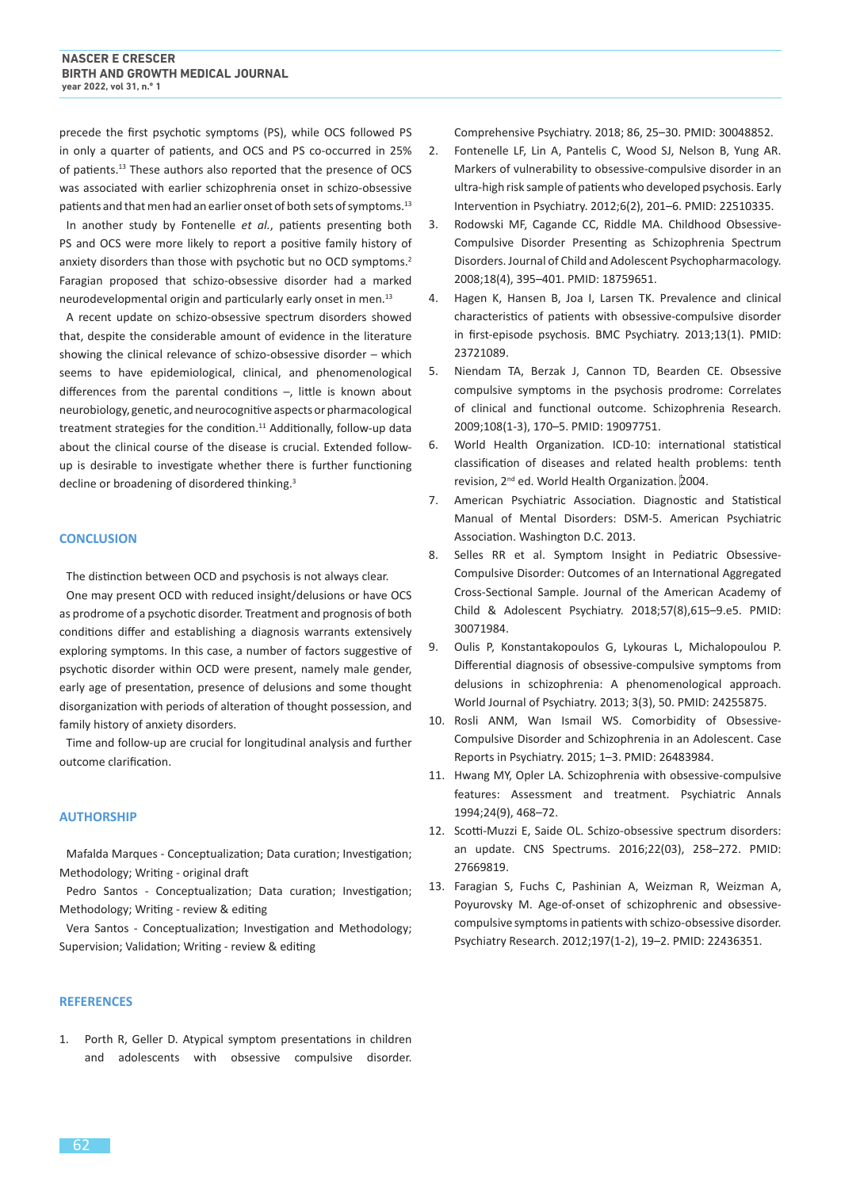precede the first psychotic symptoms (PS), while OCS followed PS in only a quarter of patients, and OCS and PS co-occurred in 25% of patients.[13] These authors also reported that the presence of OCS was associated with earlier schizophrenia onset in schizo-obsessive patients and that men had an earlier onset of both sets of symptoms.[13]

In another study by Fontenelle *et al.*, patients presenting both PS and OCS were more likely to report a positive family history of anxiety disorders than those with psychotic but no OCD symptoms.[2] Faragian proposed that schizo-obsessive disorder had a marked neurodevelopmental origin and particularly early onset in men.[13]

A recent update on schizo-obsessive spectrum disorders showed that, despite the considerable amount of evidence in the literature showing the clinical relevance of schizo-obsessive disorder – which seems to have epidemiological, clinical, and phenomenological differences from the parental conditions –, little is known about neurobiology, genetic, and neurocognitive aspects or pharmacological treatment strategies for the condition.[11] Additionally, follow-up data about the clinical course of the disease is crucial. Extended follow-up is desirable to investigate whether there is further functioning decline or broadening of disordered thinking.[3]

## CONCLUSION

The distinction between OCD and psychosis is not always clear.

One may present OCD with reduced insight/delusions or have OCS as prodrome of a psychotic disorder. Treatment and prognosis of both conditions differ and establishing a diagnosis warrants extensively exploring symptoms. In this case, a number of factors suggestive of psychotic disorder within OCD were present, namely male gender, early age of presentation, presence of delusions and some thought disorganization with periods of alteration of thought possession, and family history of anxiety disorders.

Time and follow-up are crucial for longitudinal analysis and further outcome clarification.

## AUTHORSHIP

Mafalda Marques - Conceptualization; Data curation; Investigation; Methodology; Writing - original draft

Pedro Santos - Conceptualization; Data curation; Investigation; Methodology; Writing - review & editing

Vera Santos - Conceptualization; Investigation and Methodology; Supervision; Validation; Writing - review & editing

## REFERENCES

1. Porth R, Geller D. Atypical symptom presentations in children and adolescents with obsessive compulsive disorder. Comprehensive Psychiatry. 2018; 86, 25–30. PMID: 30048852.
2. Fontenelle LF, Lin A, Pantelis C, Wood SJ, Nelson B, Yung AR. Markers of vulnerability to obsessive-compulsive disorder in an ultra-high risk sample of patients who developed psychosis. Early Intervention in Psychiatry. 2012;6(2), 201–6. PMID: 22510335.
3. Rodowski MF, Cagande CC, Riddle MA. Childhood Obsessive-Compulsive Disorder Presenting as Schizophrenia Spectrum Disorders. Journal of Child and Adolescent Psychopharmacology. 2008;18(4), 395–401. PMID: 18759651.
4. Hagen K, Hansen B, Joa I, Larsen TK. Prevalence and clinical characteristics of patients with obsessive-compulsive disorder in first-episode psychosis. BMC Psychiatry. 2013;13(1). PMID: 23721089.
5. Niendam TA, Berzak J, Cannon TD, Bearden CE. Obsessive compulsive symptoms in the psychosis prodrome: Correlates of clinical and functional outcome. Schizophrenia Research. 2009;108(1-3), 170–5. PMID: 19097751.
6. World Health Organization. ICD-10: international statistical classification of diseases and related health problems: tenth revision, 2nd ed. World Health Organization. 2004.
7. American Psychiatric Association. Diagnostic and Statistical Manual of Mental Disorders: DSM-5. American Psychiatric Association. Washington D.C. 2013.
8. Selles RR et al. Symptom Insight in Pediatric Obsessive-Compulsive Disorder: Outcomes of an International Aggregated Cross-Sectional Sample. Journal of the American Academy of Child & Adolescent Psychiatry. 2018;57(8),615–9.e5. PMID: 30071984.
9. Oulis P, Konstantakopoulos G, Lykouras L, Michalopoulou P. Differential diagnosis of obsessive-compulsive symptoms from delusions in schizophrenia: A phenomenological approach. World Journal of Psychiatry. 2013; 3(3), 50. PMID: 24255875.
10. Rosli ANM, Wan Ismail WS. Comorbidity of Obsessive-Compulsive Disorder and Schizophrenia in an Adolescent. Case Reports in Psychiatry. 2015; 1–3. PMID: 26483984.
11. Hwang MY, Opler LA. Schizophrenia with obsessive-compulsive features: Assessment and treatment. Psychiatric Annals 1994;24(9), 468–72.
12. Scotti-Muzzi E, Saide OL. Schizo-obsessive spectrum disorders: an update. CNS Spectrums. 2016;22(03), 258–272. PMID: 27669819.
13. Faragian S, Fuchs C, Pashinian A, Weizman R, Weizman A, Poyurovsky M. Age-of-onset of schizophrenic and obsessive-compulsive symptoms in patients with schizo-obsessive disorder. Psychiatry Research. 2012;197(1-2), 19–2. PMID: 22436351.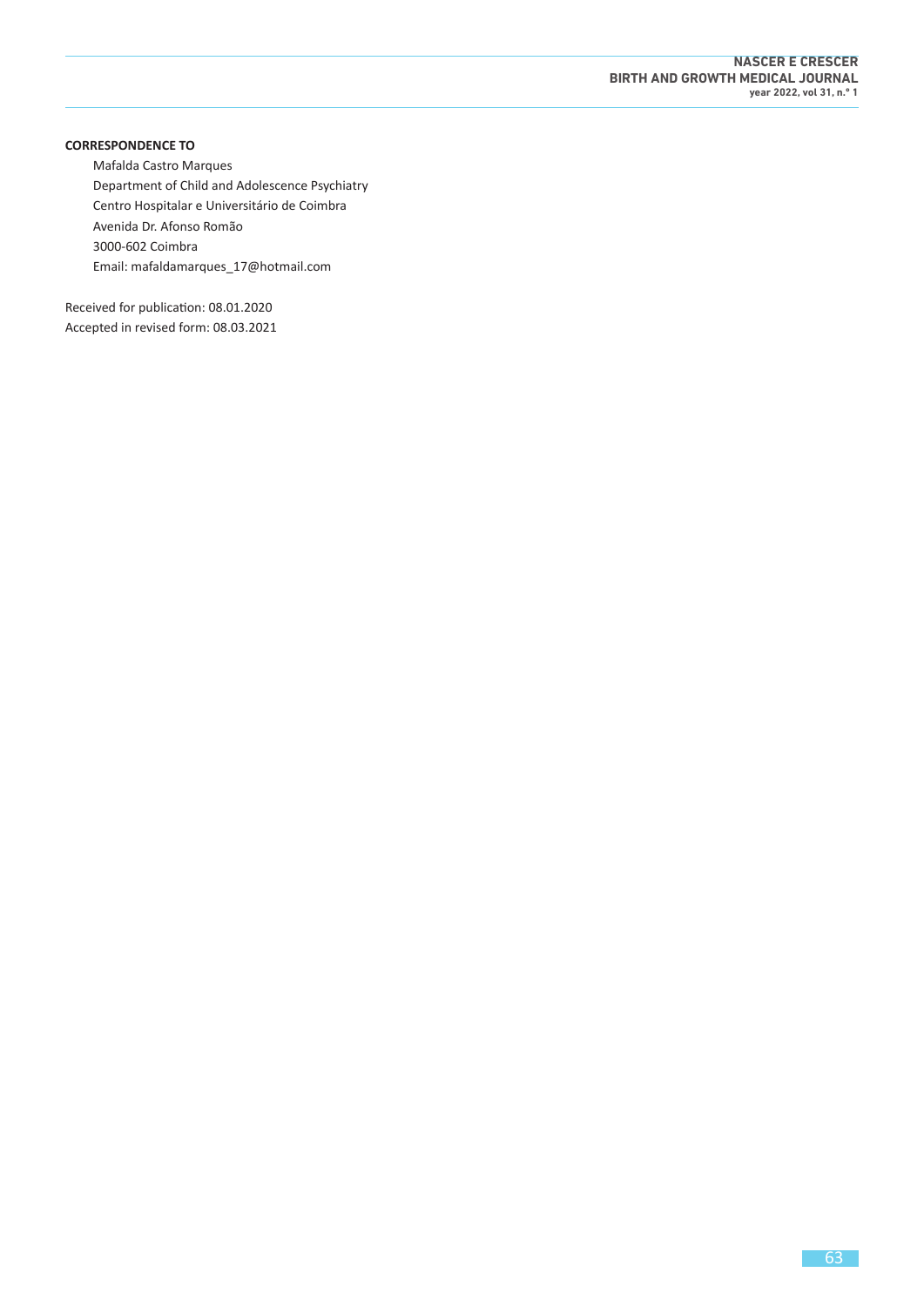**CORRESPONDENCE TO**

Mafalda Castro Marques
Department of Child and Adolescence Psychiatry
Centro Hospitalar e Universitário de Coimbra
Avenida Dr. Afonso Romão
3000-602 Coimbra
Email: mafaldamarques_17@hotmail.com

Received for publication: 08.01.2020
Accepted in revised form: 08.03.2021